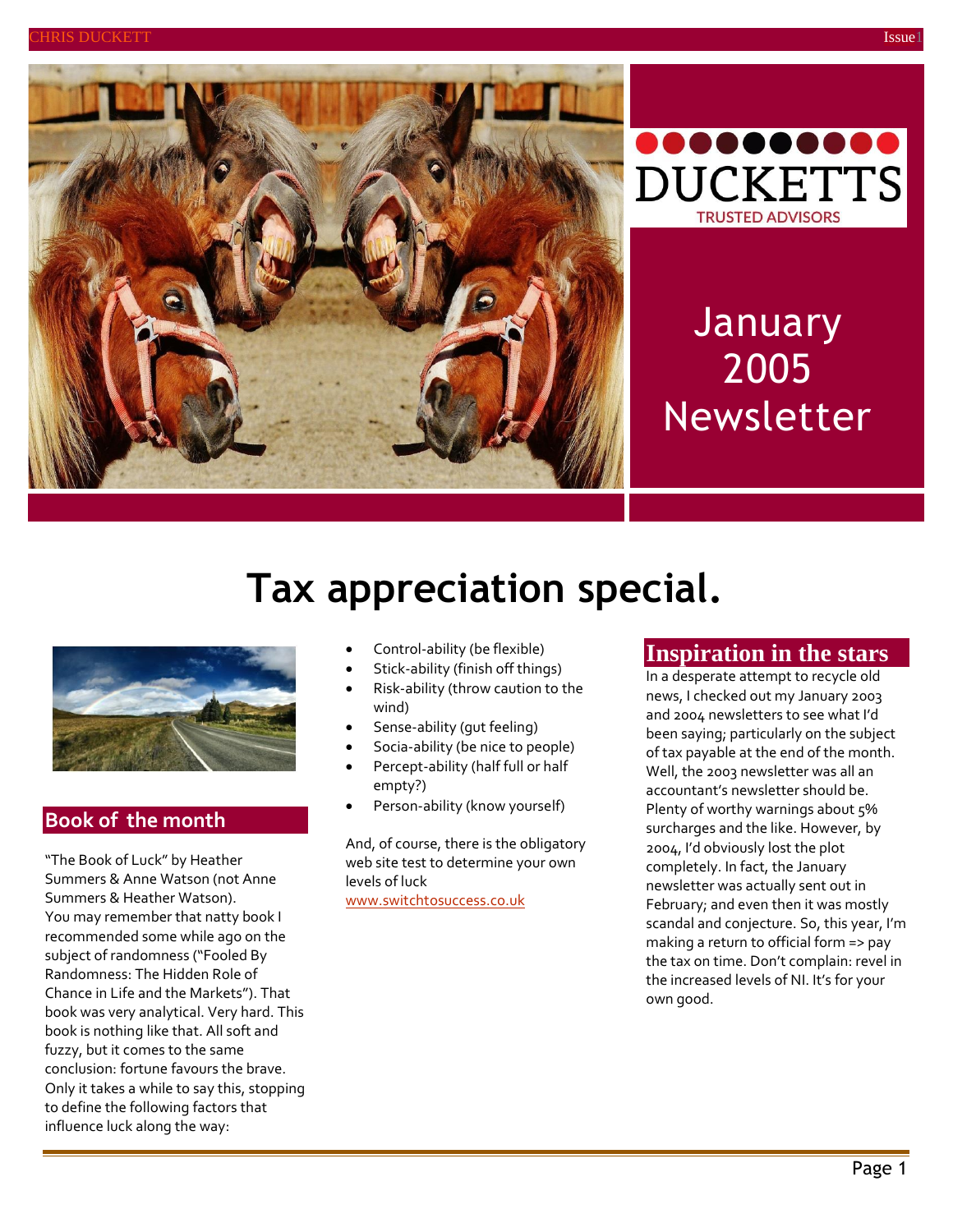DUCKETTS

TRUSTED ADVISORS

January 2005 Newsletter

# Tax appreciation special.

## Book of the month

"The Book of Luck" by Heather Summers & Anne Watson (not Anne Summers & Heather Watson). You may remember that natty book I recommended some while ago on the subject of randomness ("Fooled By Randomness: The Hidden Role of Chance in Life and the Markets"). That book was very analytical. Very hard. This book is nothing like that. All soft and fuzzy, but it comes to the same conclusion: fortune favours the brave. Only it takes a while to say this, stopping to define the following factors that influence luck along the way:

- Control-ability (be flexible)
- Stick-ability (finish off things)
- Risk-ability (throw caution to the wind)
- Sense-ability (gut feeling)
- Socia-ability (be nice to people)
- Percept-ability (half full or half empty?)
- Person-ability (know yourself)

And, of course, there is the obligatory web site test to determine your own levels of luck www.switchtosuccess.co.uk

## Inspiration in the stars

In a desperate attempt to recycle old news, I checked out my January 2003 and 2004 newsletters to see what I'd been saying; particularly on the subject of tax payable at the end of the month. Well, the 2003 newsletter was all an accountant's newsletter should be. Plenty of worthy warnings about 5% surcharges and the like. However, by 2004, I'd obviously lost the plot completely. In fact, the January newsletter was actually sent out in February; and even then it was mostly scandal and conjecture. So, this year, I'm making a return to official form => pay the tax on time. Don't complain: revel in the increased levels of NI. It's for your own good.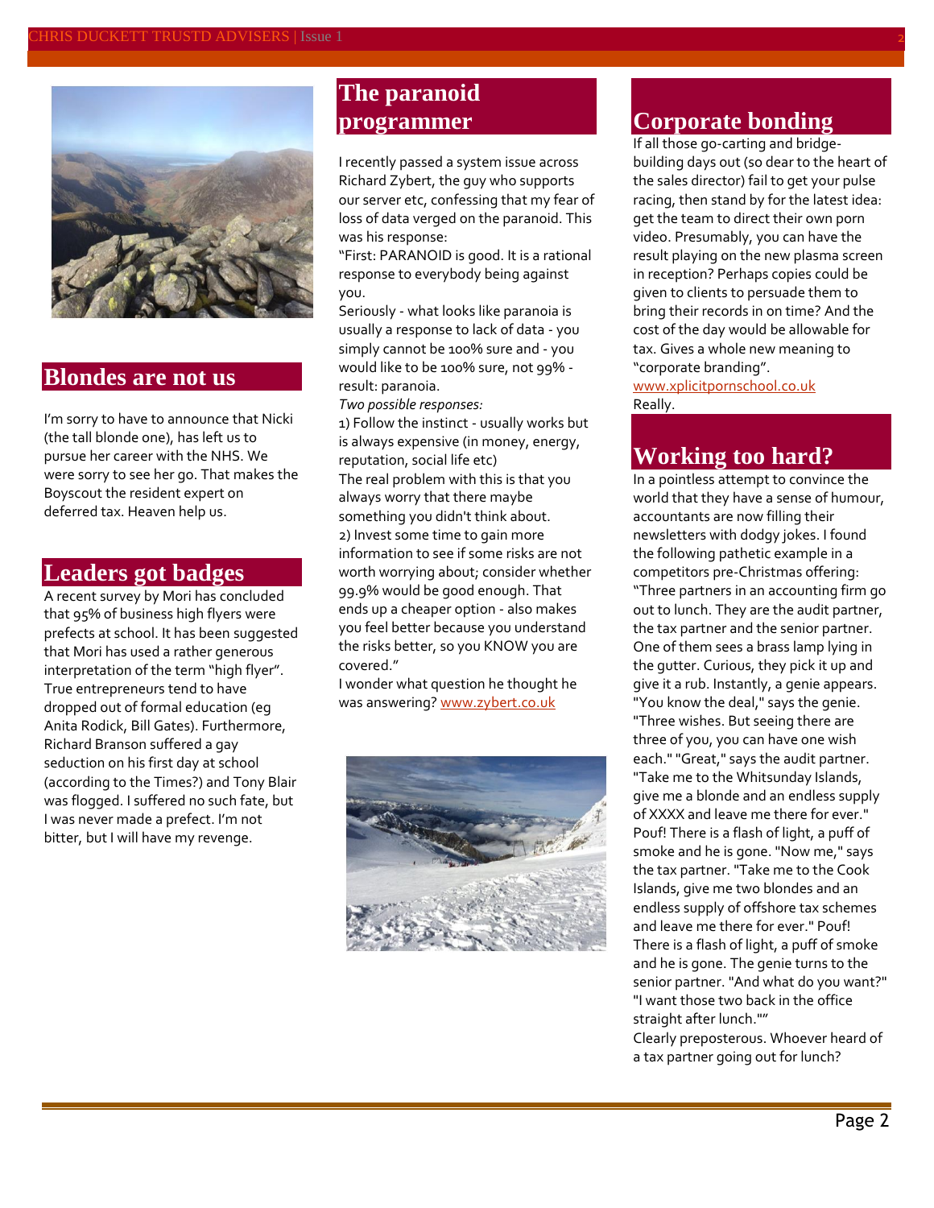## Blondes are not us

I'm sorry to have to announce that Nicki (the tall blonde one), has left us to pursue her career with the NHS. We were sorry to see her go. That makes the Boyscout the resident expert on deferred tax. Heaven help us.

## Leaders got badges

A recent survey by Mori has concluded that 95% of business high flyers were prefects at school. It has been suggested that Mori has used a rather generous interpretation of the term "high flyer". True entrepreneurs tend to have dropped out of formal education (eg Anita Rodick, Bill Gates). Furthermore, Richard Branson suffered a gay seduction on his first day at school (according to the Times?) and Tony Blair was flogged. I suffered no such fate, but I was never made a prefect. I'm not bitter, but I will have my revenge.

## The paranoid programmer

I recently passed a system issue across Richard Zybert, the guy who supports our server etc, confessing that my fear of loss of data verged on the paranoid. This was his response:

"First: PARANOID is good. It is a rational response to everybody being against you.

Seriously - what looks like paranoia is usually a response to lack of data - you simply cannot be 100% sure and - you would like to be 100% sure, not 99% - result: paranoia.

*Two possible responses:*

1) Follow the instinct - usually works but is always expensive (in money, energy, reputation, social life etc)

The real problem with this is that you always worry that there maybe something you didn't think about.

2) Invest some time to gain more information to see if some risks are not worth worrying about; consider whether 99.9% would be good enough. That ends up a cheaper option - also makes you feel better because you understand the risks better, so you KNOW you are covered."

I wonder what question he thought he was answering? www.zybert.co.uk

## Corporate bonding

If all those go-carting and bridge-building days out (so dear to the heart of the sales director) fail to get your pulse racing, then stand by for the latest idea: get the team to direct their own porn video. Presumably, you can have the result playing on the new plasma screen in reception? Perhaps copies could be given to clients to persuade them to bring their records in on time? And the cost of the day would be allowable for tax. Gives a whole new meaning to "corporate branding".

www.xplicitpornschool.co.uk

Really.

## Working too hard?

In a pointless attempt to convince the world that they have a sense of humour, accountants are now filling their newsletters with dodgy jokes. I found the following pathetic example in a competitors pre-Christmas offering:

"Three partners in an accounting firm go out to lunch. They are the audit partner, the tax partner and the senior partner. One of them sees a brass lamp lying in the gutter. Curious, they pick it up and give it a rub. Instantly, a genie appears. "You know the deal," says the genie. "Three wishes. But seeing there are three of you, you can have one wish each." "Great," says the audit partner. "Take me to the Whitsunday Islands, give me a blonde and an endless supply of XXXX and leave me there for ever." Pouf! There is a flash of light, a puff of smoke and he is gone. "Now me," says the tax partner. "Take me to the Cook Islands, give me two blondes and an endless supply of offshore tax schemes and leave me there for ever." Pouf! There is a flash of light, a puff of smoke and he is gone. The genie turns to the senior partner. "And what do you want?" "I want those two back in the office straight after lunch.""

Clearly preposterous. Whoever heard of a tax partner going out for lunch?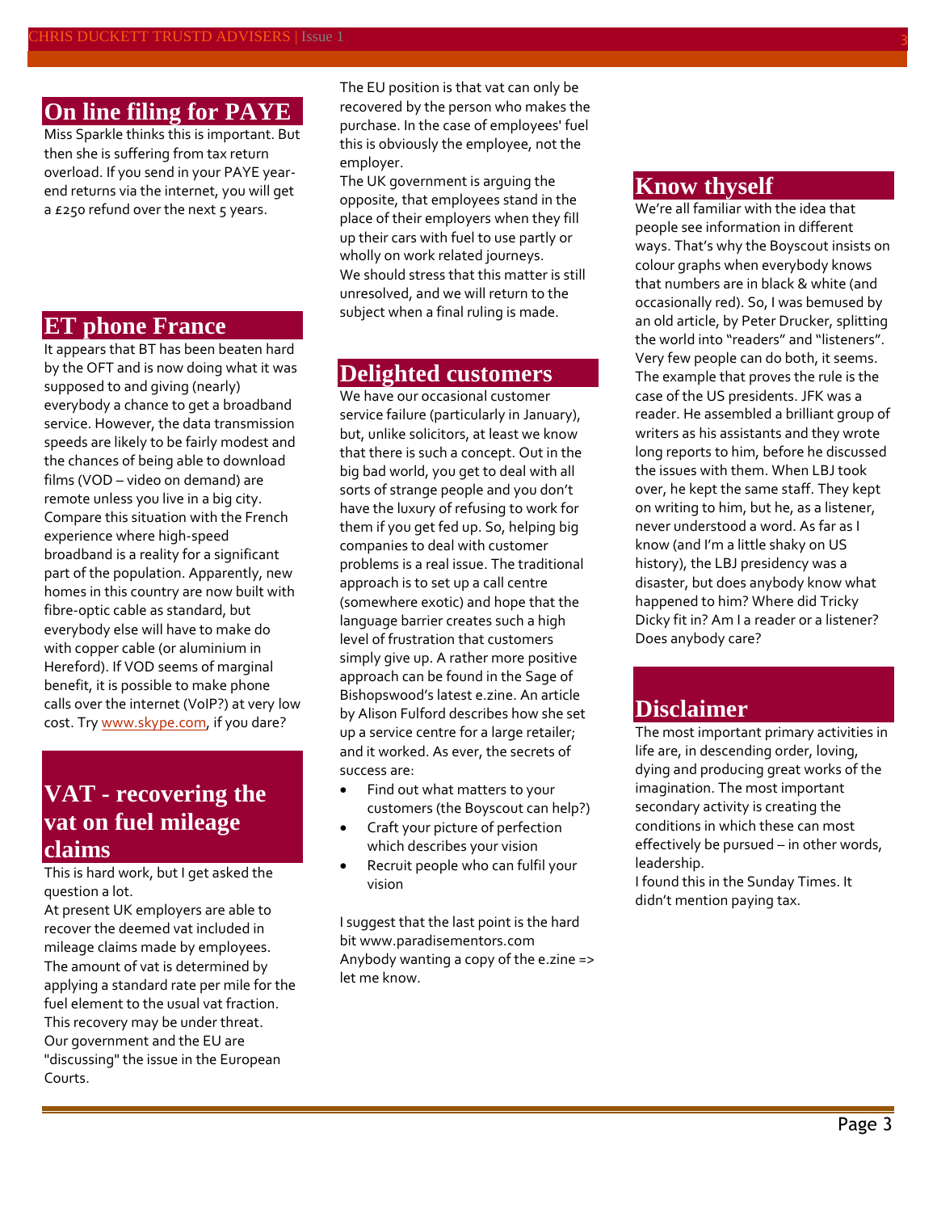## On line filing for PAYE

Miss Sparkle thinks this is important. But then she is suffering from tax return overload. If you send in your PAYE year-end returns via the internet, you will get a £250 refund over the next 5 years.

## ET phone France

It appears that BT has been beaten hard by the OFT and is now doing what it was supposed to and giving (nearly) everybody a chance to get a broadband service. However, the data transmission speeds are likely to be fairly modest and the chances of being able to download films (VOD – video on demand) are remote unless you live in a big city. Compare this situation with the French experience where high-speed broadband is a reality for a significant part of the population. Apparently, new homes in this country are now built with fibre-optic cable as standard, but everybody else will have to make do with copper cable (or aluminium in Hereford). If VOD seems of marginal benefit, it is possible to make phone calls over the internet (VoIP?) at very low cost. Try www.skype.com, if you dare?

## VAT - recovering the vat on fuel mileage claims

This is hard work, but I get asked the question a lot.

At present UK employers are able to recover the deemed vat included in mileage claims made by employees. The amount of vat is determined by applying a standard rate per mile for the fuel element to the usual vat fraction.

This recovery may be under threat. Our government and the EU are "discussing" the issue in the European Courts.

The EU position is that vat can only be recovered by the person who makes the purchase. In the case of employees' fuel this is obviously the employee, not the employer.

The UK government is arguing the opposite, that employees stand in the place of their employers when they fill up their cars with fuel to use partly or wholly on work related journeys.

We should stress that this matter is still unresolved, and we will return to the subject when a final ruling is made.

## Delighted customers

We have our occasional customer service failure (particularly in January), but, unlike solicitors, at least we know that there is such a concept. Out in the big bad world, you get to deal with all sorts of strange people and you don't have the luxury of refusing to work for them if you get fed up. So, helping big companies to deal with customer problems is a real issue. The traditional approach is to set up a call centre (somewhere exotic) and hope that the language barrier creates such a high level of frustration that customers simply give up. A rather more positive approach can be found in the Sage of Bishopswood's latest e.zine. An article by Alison Fulford describes how she set up a service centre for a large retailer; and it worked. As ever, the secrets of success are:

- Find out what matters to your customers (the Boyscout can help?)
- Craft your picture of perfection which describes your vision
- Recruit people who can fulfil your vision

I suggest that the last point is the hard bit www.paradisementors.com

Anybody wanting a copy of the e.zine => let me know.

## Know thyself

We're all familiar with the idea that people see information in different ways. That's why the Boyscout insists on colour graphs when everybody knows that numbers are in black & white (and occasionally red). So, I was bemused by an old article, by Peter Drucker, splitting the world into "readers" and "listeners". Very few people can do both, it seems. The example that proves the rule is the case of the US presidents. JFK was a reader. He assembled a brilliant group of writers as his assistants and they wrote long reports to him, before he discussed the issues with them. When LBJ took over, he kept the same staff. They kept on writing to him, but he, as a listener, never understood a word. As far as I know (and I'm a little shaky on US history), the LBJ presidency was a disaster, but does anybody know what happened to him? Where did Tricky Dicky fit in? Am I a reader or a listener? Does anybody care?

## Disclaimer

The most important primary activities in life are, in descending order, loving, dying and producing great works of the imagination. The most important secondary activity is creating the conditions in which these can most effectively be pursued – in other words, leadership.

I found this in the Sunday Times. It didn't mention paying tax.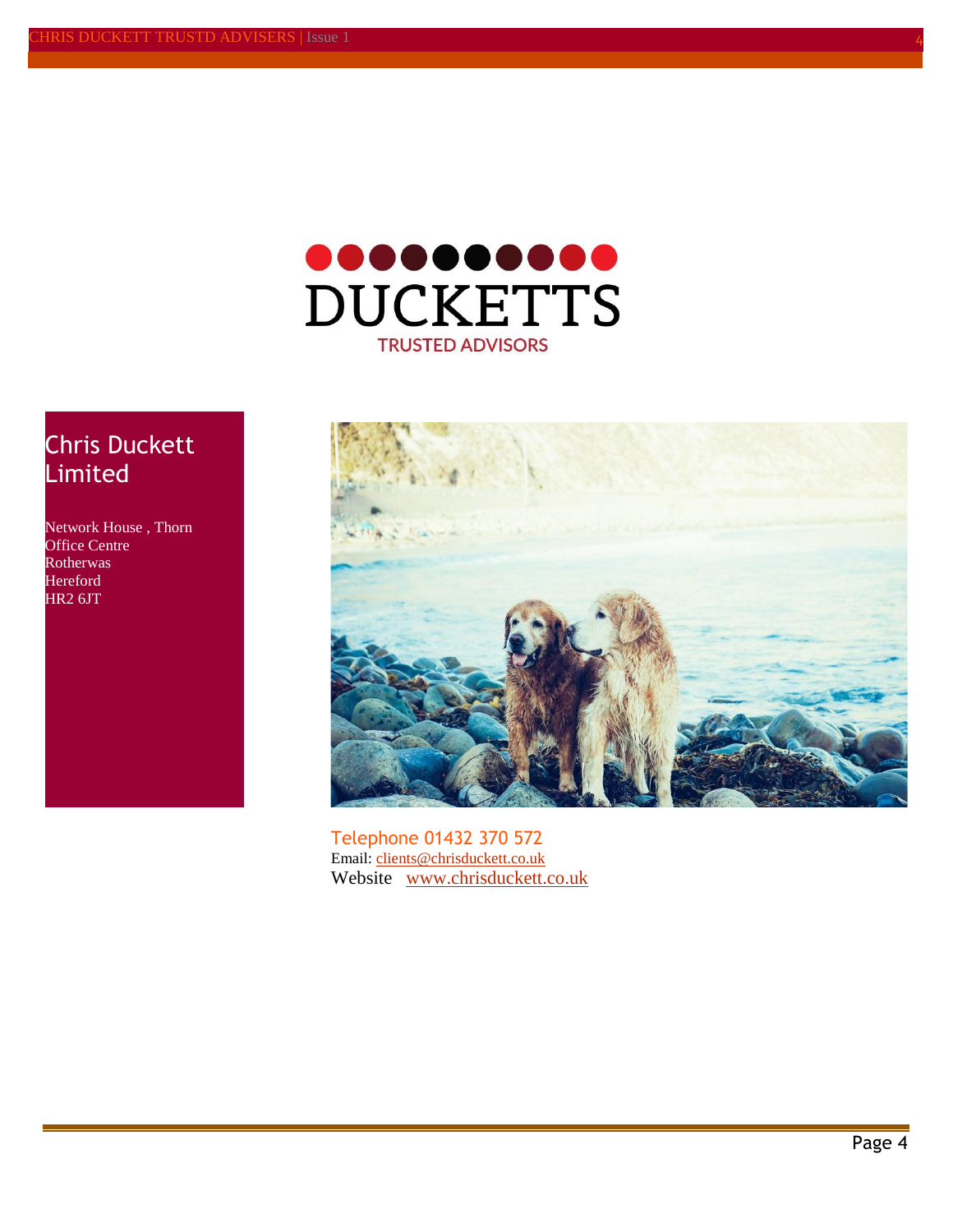DUCKETTS

TRUSTED ADVISORS

## Chris Duckett Limited

Network House , Thorn Office Centre
Rotherwas
Hereford
HR2 6JT

Telephone 01432 370 572
Email: clients@chrisduckett.co.uk
Website   www.chrisduckett.co.uk